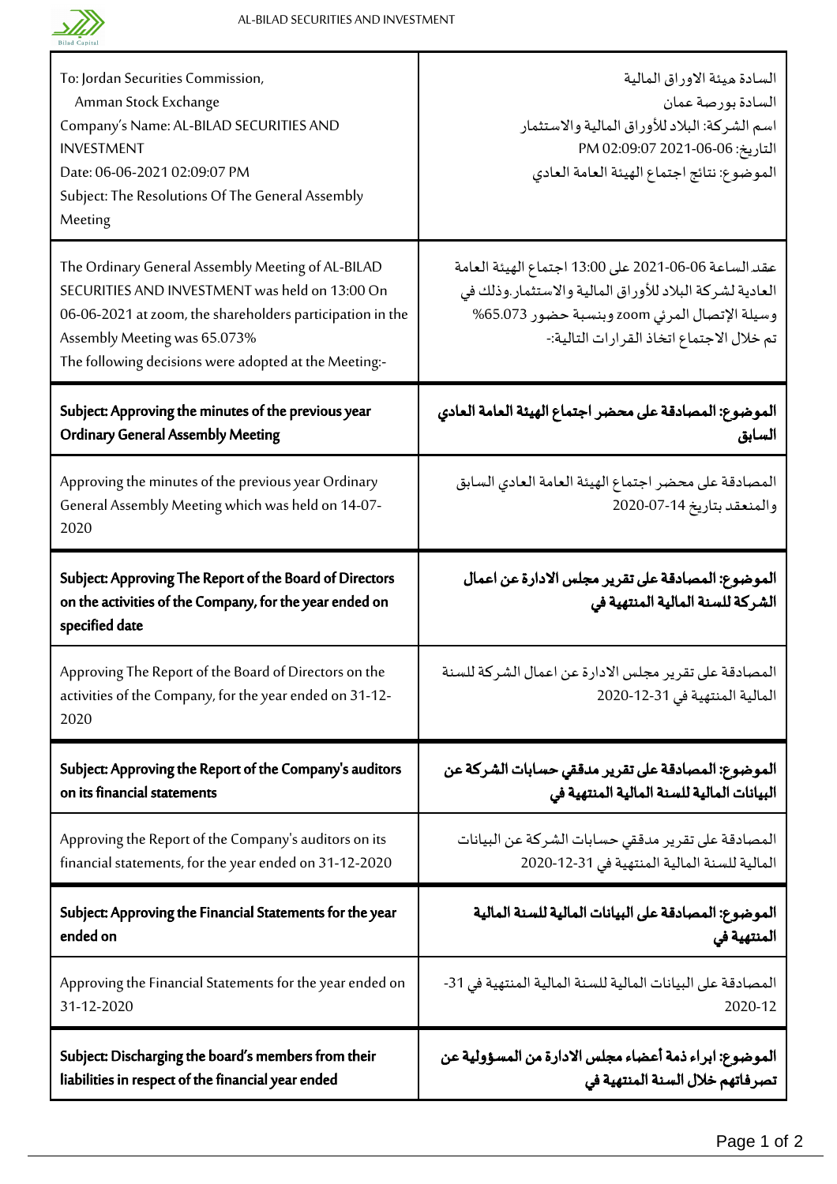| To: Jordan Securities Commission,<br>Amman Stock Exchange<br>Company's Name: AL-BILAD SECURITIES AND INVESTMENT<br>Date: 06-06-2021 02:09:07 PM<br>Subject: The Resolutions Of The General Assembly Meeting | السادة هيئة الاوراق المالية<br>السادة بورصة عمان<br>اسم الشركة: البلاد للأوراق المالية والاستثمار<br>التاريخ: 06-06-2021 02:09:07 PM<br>الموضوع: نتائج اجتماع الهيئة العامة العادي |
|---|---|
| The Ordinary General Assembly Meeting of AL-BILAD SECURITIES AND INVESTMENT was held on 13:00 On 06-06-2021 at zoom, the shareholders participation in the Assembly Meeting was 65.073%<br>The following decisions were adopted at the Meeting:- | عقد الساعة 06-06-2021 على 13:00 اجتماع الهيئة العامة العادية لشركة البلاد للأوراق المالية والاستثمار.وذلك في وسيلة الإتصال المرئي zoom وبنسبة حضور 65.073%<br>تم خلال الاجتماع اتخاذ القرارات التالية:- |
| **Subject: Approving the minutes of the previous year Ordinary General Assembly Meeting** | **الموضوع: المصادقة على محضر اجتماع الهيئة العامة العادي السابق** |
| Approving the minutes of the previous year Ordinary General Assembly Meeting which was held on 14-07-2020 | المصادقة على محضر اجتماع الهيئة العامة العادي السابق والمنعقد بتاريخ 14-07-2020 |
| **Subject: Approving The Report of the Board of Directors on the activities of the Company, for the year ended on specified date** | **الموضوع: المصادقة على تقرير مجلس الادارة عن اعمال الشركة للسنة المالية المنتهية في** |
| Approving The Report of the Board of Directors on the activities of the Company, for the year ended on 31-12-2020 | المصادقة على تقرير مجلس الادارة عن اعمال الشركة للسنة المالية المنتهية في 31-12-2020 |
| **Subject: Approving the Report of the Company's auditors on its financial statements** | **الموضوع: المصادقة على تقرير مدققي حسابات الشركة عن البيانات المالية للسنة المالية المنتهية في** |
| Approving the Report of the Company's auditors on its financial statements, for the year ended on 31-12-2020 | المصادقة على تقرير مدققي حسابات الشركة عن البيانات المالية للسنة المالية المنتهية في 31-12-2020 |
| **Subject: Approving the Financial Statements for the year ended on** | **الموضوع: المصادقة على البيانات المالية للسنة المالية المنتهية في** |
| Approving the Financial Statements for the year ended on 31-12-2020 | المصادقة على البيانات المالية للسنة المالية المنتهية في 31-12-2020 |
| **Subject: Discharging the board's members from their liabilities in respect of the financial year ended** | **الموضوع: ابراء ذمة أعضاء مجلس الادارة من المسؤولية عن تصرفاتهم خلال السنة المنتهية في** |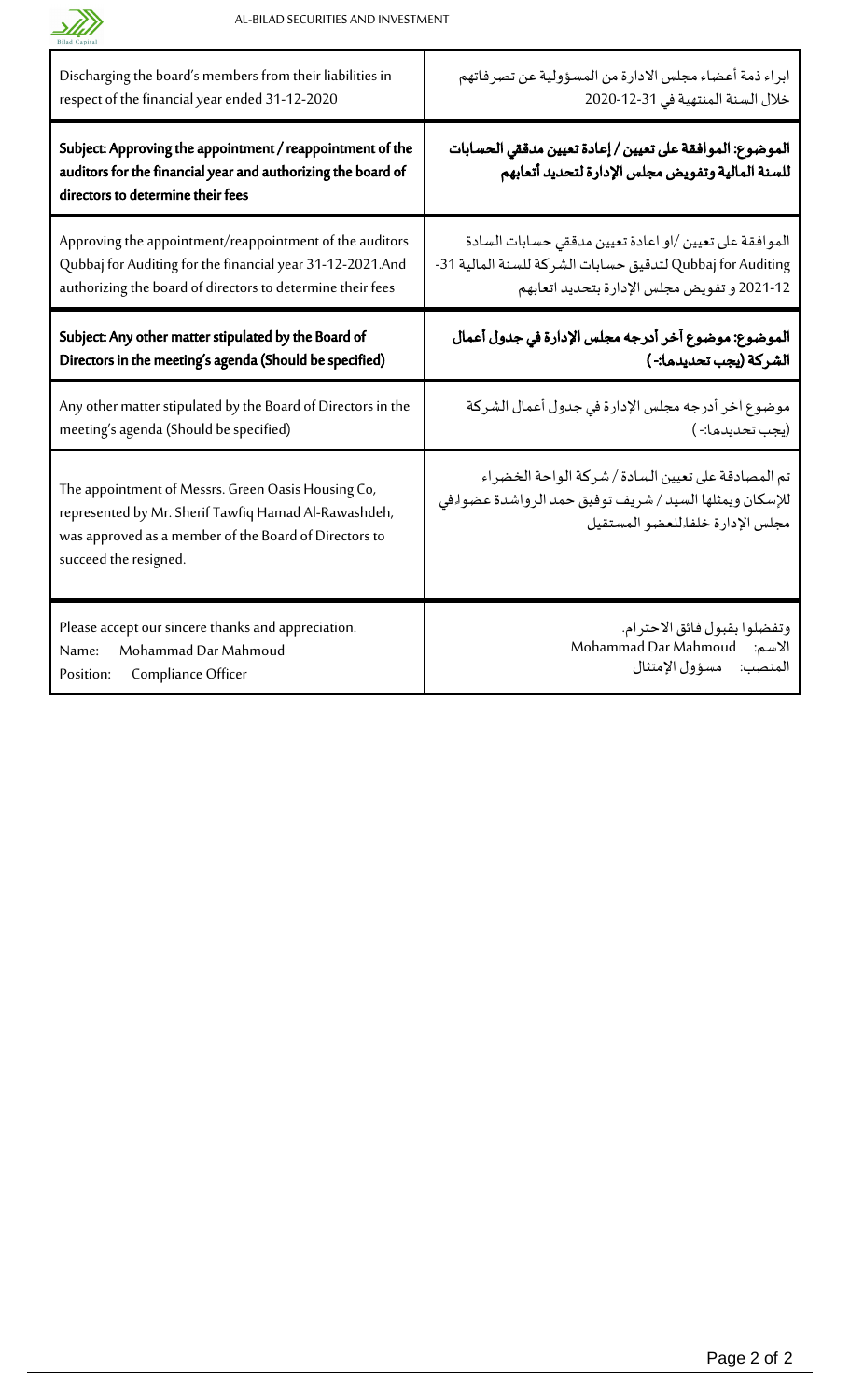| | |
|---|---|
| Discharging the board's members from their liabilities in respect of the financial year ended 31-12-2020 | ابراء ذمة أعضاء مجلس الادارة من المسؤولية عن تصرفاتهم خلال السنة المنتهية في 31-12-2020 |
| **Subject: Approving the appointment / reappointment of the auditors for the financial year and authorizing the board of directors to determine their fees** | **الموضوع: الموافقة على تعيين / إعادة تعيين مدققي الحسابات للسنة المالية وتفويض مجلس الإدارة لتحديد أتعابهم** |
| Approving the appointment/reappointment of the auditors Qubbaj for Auditing for the financial year 31-12-2021.And authorizing the board of directors to determine their fees | الموافقة على تعيين /او اعادة تعيين مدققي حسابات السادة Qubbaj for Auditing لتدقيق حسابات الشركة للسنة المالية 31-12-2021 و تفويض مجلس الإدارة بتحديد اتعابهم |
| **Subject: Any other matter stipulated by the Board of Directors in the meeting's agenda (Should be specified)** | **الموضوع: موضوع آخر أدرجه مجلس الإدارة في جدول أعمال الشركة (يجب تحديدها:-)** |
| Any other matter stipulated by the Board of Directors in the meeting's agenda (Should be specified) | موضوع آخر أدرجه مجلس الإدارة في جدول أعمال الشركة (يجب تحديدها:-) |
| The appointment of Messrs. Green Oasis Housing Co, represented by Mr. Sherif Tawfiq Hamad Al-Rawashdeh, was approved as a member of the Board of Directors to succeed the resigned. | تم المصادقة على تعيين السادة / شركة الواحة الخضراء للإسكان ويمثلها السيد / شريف توفيق حمد الرواشدة عضواًفي مجلس الإدارة خلفاًللعضو المستقيل |
| Please accept our sincere thanks and appreciation.<br>Name: Mohammad Dar Mahmoud<br>Position: Compliance Officer | وتفضلوا بقبول فائق الاحترام.<br>الاسم: Mohammad Dar Mahmoud<br>المنصب: مسؤول الإمتثال |